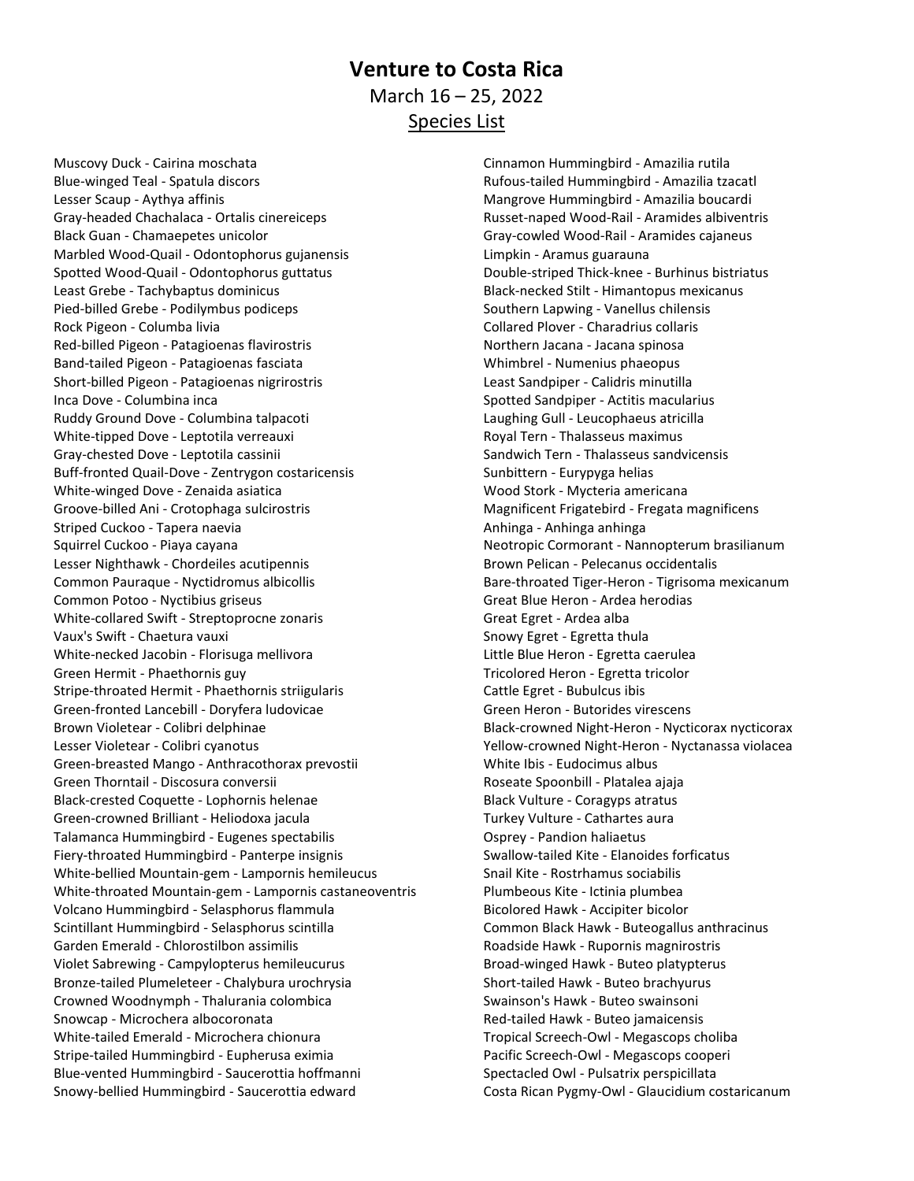# Venture to Costa Rica

March 16 – 25, 2022

Species List

Muscovy Duck - Cairina moschata
Blue-winged Teal - Spatula discors
Lesser Scaup - Aythya affinis
Gray-headed Chachalaca - Ortalis cinereiceps
Black Guan - Chamaepetes unicolor
Marbled Wood-Quail - Odontophorus gujanensis
Spotted Wood-Quail - Odontophorus guttatus
Least Grebe - Tachybaptus dominicus
Pied-billed Grebe - Podilymbus podiceps
Rock Pigeon - Columba livia
Red-billed Pigeon - Patagioenas flavirostris
Band-tailed Pigeon - Patagioenas fasciata
Short-billed Pigeon - Patagioenas nigrirostris
Inca Dove - Columbina inca
Ruddy Ground Dove - Columbina talpacoti
White-tipped Dove - Leptotila verreauxi
Gray-chested Dove - Leptotila cassinii
Buff-fronted Quail-Dove - Zentrygon costaricensis
White-winged Dove - Zenaida asiatica
Groove-billed Ani - Crotophaga sulcirostris
Striped Cuckoo - Tapera naevia
Squirrel Cuckoo - Piaya cayana
Lesser Nighthawk - Chordeiles acutipennis
Common Pauraque - Nyctidromus albicollis
Common Potoo - Nyctibius griseus
White-collared Swift - Streptoprocne zonaris
Vaux's Swift - Chaetura vauxi
White-necked Jacobin - Florisuga mellivora
Green Hermit - Phaethornis guy
Stripe-throated Hermit - Phaethornis striigularis
Green-fronted Lancebill - Doryfera ludovicae
Brown Violetear - Colibri delphinae
Lesser Violetear - Colibri cyanotus
Green-breasted Mango - Anthracothorax prevostii
Green Thorntail - Discosura conversii
Black-crested Coquette - Lophornis helenae
Green-crowned Brilliant - Heliodoxa jacula
Talamanca Hummingbird - Eugenes spectabilis
Fiery-throated Hummingbird - Panterpe insignis
White-bellied Mountain-gem - Lampornis hemileucus
White-throated Mountain-gem - Lampornis castaneoventris
Volcano Hummingbird - Selasphorus flammula
Scintillant Hummingbird - Selasphorus scintilla
Garden Emerald - Chlorostilbon assimilis
Violet Sabrewing - Campylopterus hemileucurus
Bronze-tailed Plumeleteer - Chalybura urochrysia
Crowned Woodnymph - Thalurania colombica
Snowcap - Microchera albocoronata
White-tailed Emerald - Microchera chionura
Stripe-tailed Hummingbird - Eupherusa eximia
Blue-vented Hummingbird - Saucerottia hoffmanni
Snowy-bellied Hummingbird - Saucerottia edward
Cinnamon Hummingbird - Amazilia rutila
Rufous-tailed Hummingbird - Amazilia tzacatl
Mangrove Hummingbird - Amazilia boucardi
Russet-naped Wood-Rail - Aramides albiventris
Gray-cowled Wood-Rail - Aramides cajaneus
Limpkin - Aramus guarauna
Double-striped Thick-knee - Burhinus bistriatus
Black-necked Stilt - Himantopus mexicanus
Southern Lapwing - Vanellus chilensis
Collared Plover - Charadrius collaris
Northern Jacana - Jacana spinosa
Whimbrel - Numenius phaeopus
Least Sandpiper - Calidris minutilla
Spotted Sandpiper - Actitis macularius
Laughing Gull - Leucophaeus atricilla
Royal Tern - Thalasseus maximus
Sandwich Tern - Thalasseus sandvicensis
Sunbittern - Eurypyga helias
Wood Stork - Mycteria americana
Magnificent Frigatebird - Fregata magnificens
Anhinga - Anhinga anhinga
Neotropic Cormorant - Nannopterum brasilianum
Brown Pelican - Pelecanus occidentalis
Bare-throated Tiger-Heron - Tigrisoma mexicanum
Great Blue Heron - Ardea herodias
Great Egret - Ardea alba
Snowy Egret - Egretta thula
Little Blue Heron - Egretta caerulea
Tricolored Heron - Egretta tricolor
Cattle Egret - Bubulcus ibis
Green Heron - Butorides virescens
Black-crowned Night-Heron - Nycticorax nycticorax
Yellow-crowned Night-Heron - Nyctanassa violacea
White Ibis - Eudocimus albus
Roseate Spoonbill - Platalea ajaja
Black Vulture - Coragyps atratus
Turkey Vulture - Cathartes aura
Osprey - Pandion haliaetus
Swallow-tailed Kite - Elanoides forficatus
Snail Kite - Rostrhamus sociabilis
Plumbeous Kite - Ictinia plumbea
Bicolored Hawk - Accipiter bicolor
Common Black Hawk - Buteogallus anthracinus
Roadside Hawk - Rupornis magnirostris
Broad-winged Hawk - Buteo platypterus
Short-tailed Hawk - Buteo brachyurus
Swainson's Hawk - Buteo swainsoni
Red-tailed Hawk - Buteo jamaicensis
Tropical Screech-Owl - Megascops choliba
Pacific Screech-Owl - Megascops cooperi
Spectacled Owl - Pulsatrix perspicillata
Costa Rican Pygmy-Owl - Glaucidium costaricanum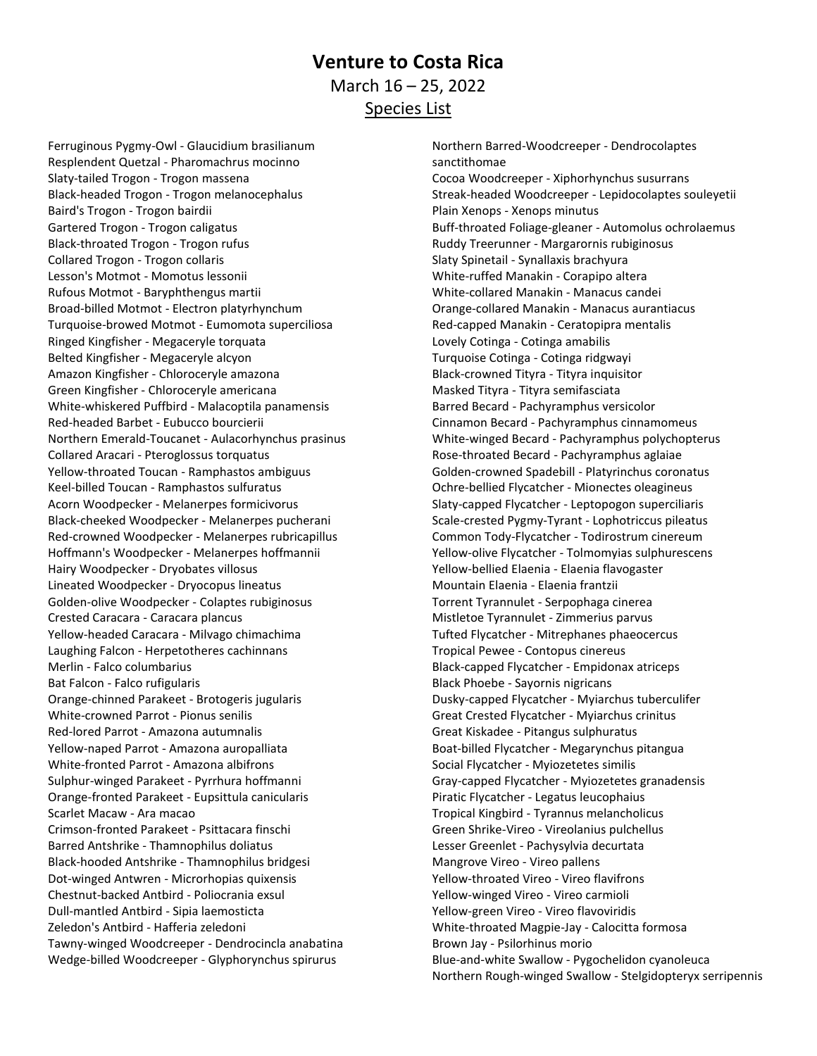# Venture to Costa Rica

March 16 – 25, 2022

Species List

Ferruginous Pygmy-Owl - Glaucidium brasilianum
Resplendent Quetzal - Pharomachrus mocinno
Slaty-tailed Trogon - Trogon massena
Black-headed Trogon - Trogon melanocephalus
Baird's Trogon - Trogon bairdii
Gartered Trogon - Trogon caligatus
Black-throated Trogon - Trogon rufus
Collared Trogon - Trogon collaris
Lesson's Motmot - Momotus lessonii
Rufous Motmot - Baryphthengus martii
Broad-billed Motmot - Electron platyrhynchum
Turquoise-browed Motmot - Eumomota superciliosa
Ringed Kingfisher - Megaceryle torquata
Belted Kingfisher - Megaceryle alcyon
Amazon Kingfisher - Chloroceryle amazona
Green Kingfisher - Chloroceryle americana
White-whiskered Puffbird - Malacoptila panamensis
Red-headed Barbet - Eubucco bourcierii
Northern Emerald-Toucanet - Aulacorhynchus prasinus
Collared Aracari - Pteroglossus torquatus
Yellow-throated Toucan - Ramphastos ambiguus
Keel-billed Toucan - Ramphastos sulfuratus
Acorn Woodpecker - Melanerpes formicivorus
Black-cheeked Woodpecker - Melanerpes pucherani
Red-crowned Woodpecker - Melanerpes rubricapillus
Hoffmann's Woodpecker - Melanerpes hoffmannii
Hairy Woodpecker - Dryobates villosus
Lineated Woodpecker - Dryocopus lineatus
Golden-olive Woodpecker - Colaptes rubiginosus
Crested Caracara - Caracara plancus
Yellow-headed Caracara - Milvago chimachima
Laughing Falcon - Herpetotheres cachinnans
Merlin - Falco columbarius
Bat Falcon - Falco rufigularis
Orange-chinned Parakeet - Brotogeris jugularis
White-crowned Parrot - Pionus senilis
Red-lored Parrot - Amazona autumnalis
Yellow-naped Parrot - Amazona auropalliata
White-fronted Parrot - Amazona albifrons
Sulphur-winged Parakeet - Pyrrhura hoffmanni
Orange-fronted Parakeet - Eupsittula canicularis
Scarlet Macaw - Ara macao
Crimson-fronted Parakeet - Psittacara finschi
Barred Antshrike - Thamnophilus doliatus
Black-hooded Antshrike - Thamnophilus bridgesi
Dot-winged Antwren - Microrhopias quixensis
Chestnut-backed Antbird - Poliocrania exsul
Dull-mantled Antbird - Sipia laemosticta
Zeledon's Antbird - Hafferia zeledoni
Tawny-winged Woodcreeper - Dendrocincla anabatina
Wedge-billed Woodcreeper - Glyphorynchus spirurus
Northern Barred-Woodcreeper - Dendrocolaptes sanctithomae
Cocoa Woodcreeper - Xiphorhynchus susurrans
Streak-headed Woodcreeper - Lepidocolaptes souleyetii
Plain Xenops - Xenops minutus
Buff-throated Foliage-gleaner - Automolus ochrolaemus
Ruddy Treerunner - Margarornis rubiginosus
Slaty Spinetail - Synallaxis brachyura
White-ruffed Manakin - Corapipo altera
White-collared Manakin - Manacus candei
Orange-collared Manakin - Manacus aurantiacus
Red-capped Manakin - Ceratopipra mentalis
Lovely Cotinga - Cotinga amabilis
Turquoise Cotinga - Cotinga ridgwayi
Black-crowned Tityra - Tityra inquisitor
Masked Tityra - Tityra semifasciata
Barred Becard - Pachyramphus versicolor
Cinnamon Becard - Pachyramphus cinnamomeus
White-winged Becard - Pachyramphus polychopterus
Rose-throated Becard - Pachyramphus aglaiae
Golden-crowned Spadebill - Platyrinchus coronatus
Ochre-bellied Flycatcher - Mionectes oleagineus
Slaty-capped Flycatcher - Leptopogon superciliaris
Scale-crested Pygmy-Tyrant - Lophotriccus pileatus
Common Tody-Flycatcher - Todirostrum cinereum
Yellow-olive Flycatcher - Tolmomyias sulphurescens
Yellow-bellied Elaenia - Elaenia flavogaster
Mountain Elaenia - Elaenia frantzii
Torrent Tyrannulet - Serpophaga cinerea
Mistletoe Tyrannulet - Zimmerius parvus
Tufted Flycatcher - Mitrephanes phaeocercus
Tropical Pewee - Contopus cinereus
Black-capped Flycatcher - Empidonax atriceps
Black Phoebe - Sayornis nigricans
Dusky-capped Flycatcher - Myiarchus tuberculifer
Great Crested Flycatcher - Myiarchus crinitus
Great Kiskadee - Pitangus sulphuratus
Boat-billed Flycatcher - Megarynchus pitangua
Social Flycatcher - Myiozetetes similis
Gray-capped Flycatcher - Myiozetetes granadensis
Piratic Flycatcher - Legatus leucophaius
Tropical Kingbird - Tyrannus melancholicus
Green Shrike-Vireo - Vireolanius pulchellus
Lesser Greenlet - Pachysylvia decurtata
Mangrove Vireo - Vireo pallens
Yellow-throated Vireo - Vireo flavifrons
Yellow-winged Vireo - Vireo carmioli
Yellow-green Vireo - Vireo flavoviridis
White-throated Magpie-Jay - Calocitta formosa
Brown Jay - Psilorhinus morio
Blue-and-white Swallow - Pygochelidon cyanoleuca
Northern Rough-winged Swallow - Stelgidopteryx serripennis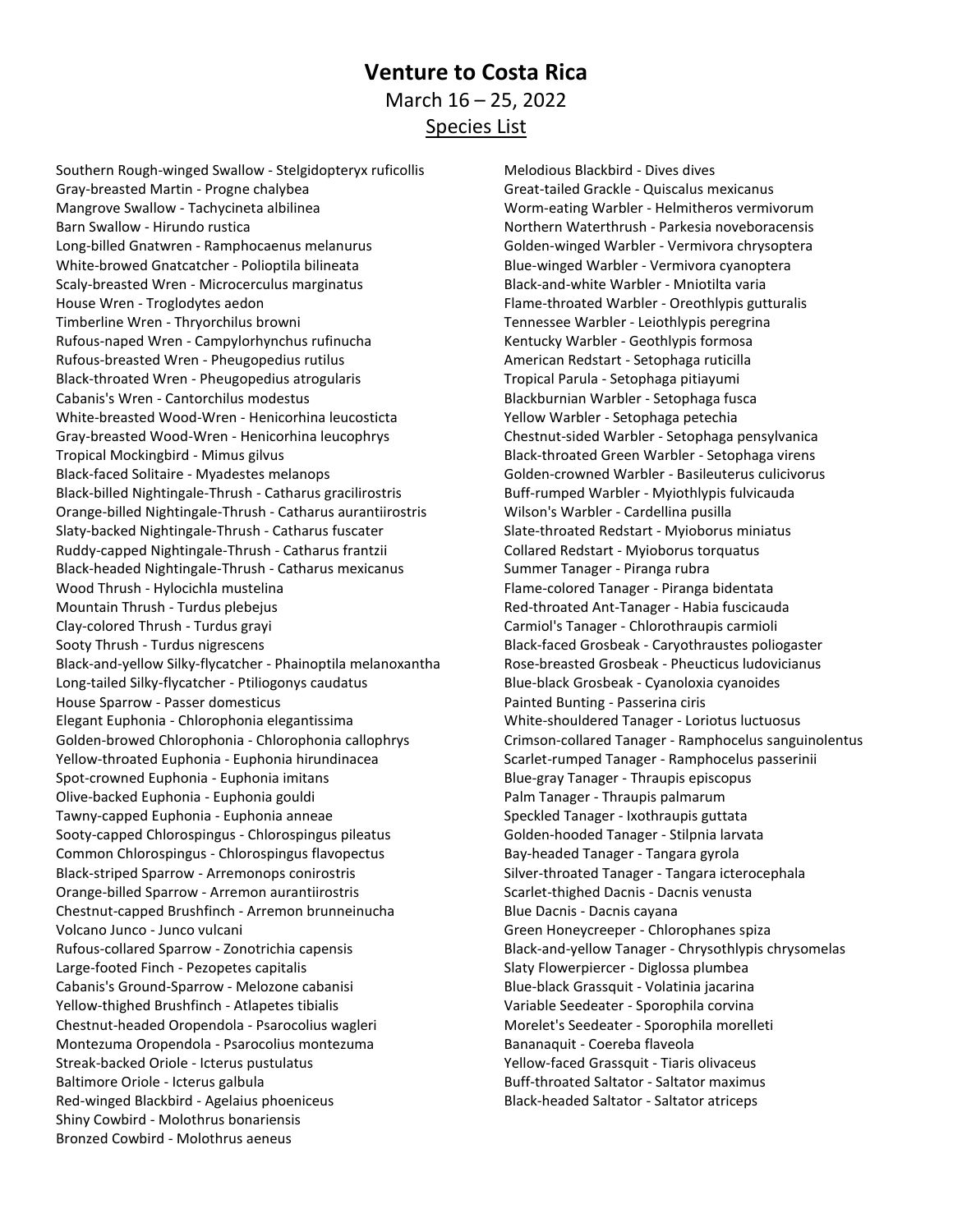# Venture to Costa Rica

March 16 – 25, 2022

Species List

Southern Rough-winged Swallow - Stelgidopteryx ruficollis
Gray-breasted Martin - Progne chalybea
Mangrove Swallow - Tachycineta albilinea
Barn Swallow - Hirundo rustica
Long-billed Gnatwren - Ramphocaenus melanurus
White-browed Gnatcatcher - Polioptila bilineata
Scaly-breasted Wren - Microcerculus marginatus
House Wren - Troglodytes aedon
Timberline Wren - Thryorchilus browni
Rufous-naped Wren - Campylorhynchus rufinucha
Rufous-breasted Wren - Pheugopedius rutilus
Black-throated Wren - Pheugopedius atrogularis
Cabanis's Wren - Cantorchilus modestus
White-breasted Wood-Wren - Henicorhina leucosticta
Gray-breasted Wood-Wren - Henicorhina leucophrys
Tropical Mockingbird - Mimus gilvus
Black-faced Solitaire - Myadestes melanops
Black-billed Nightingale-Thrush - Catharus gracilirostris
Orange-billed Nightingale-Thrush - Catharus aurantiirostris
Slaty-backed Nightingale-Thrush - Catharus fuscater
Ruddy-capped Nightingale-Thrush - Catharus frantzii
Black-headed Nightingale-Thrush - Catharus mexicanus
Wood Thrush - Hylocichla mustelina
Mountain Thrush - Turdus plebejus
Clay-colored Thrush - Turdus grayi
Sooty Thrush - Turdus nigrescens
Black-and-yellow Silky-flycatcher - Phainoptila melanoxantha
Long-tailed Silky-flycatcher - Ptiliogonys caudatus
House Sparrow - Passer domesticus
Elegant Euphonia - Chlorophonia elegantissima
Golden-browed Chlorophonia - Chlorophonia callophrys
Yellow-throated Euphonia - Euphonia hirundinacea
Spot-crowned Euphonia - Euphonia imitans
Olive-backed Euphonia - Euphonia gouldi
Tawny-capped Euphonia - Euphonia anneae
Sooty-capped Chlorospingus - Chlorospingus pileatus
Common Chlorospingus - Chlorospingus flavopectus
Black-striped Sparrow - Arremonops conirostris
Orange-billed Sparrow - Arremon aurantiirostris
Chestnut-capped Brushfinch - Arremon brunneinucha
Volcano Junco - Junco vulcani
Rufous-collared Sparrow - Zonotrichia capensis
Large-footed Finch - Pezopetes capitalis
Cabanis's Ground-Sparrow - Melozone cabanisi
Yellow-thighed Brushfinch - Atlapetes tibialis
Chestnut-headed Oropendola - Psarocolius wagleri
Montezuma Oropendola - Psarocolius montezuma
Streak-backed Oriole - Icterus pustulatus
Baltimore Oriole - Icterus galbula
Red-winged Blackbird - Agelaius phoeniceus
Shiny Cowbird - Molothrus bonariensis
Bronzed Cowbird - Molothrus aeneus
Melodious Blackbird - Dives dives
Great-tailed Grackle - Quiscalus mexicanus
Worm-eating Warbler - Helmitheros vermivorum
Northern Waterthrush - Parkesia noveboracensis
Golden-winged Warbler - Vermivora chrysoptera
Blue-winged Warbler - Vermivora cyanoptera
Black-and-white Warbler - Mniotilta varia
Flame-throated Warbler - Oreothlypis gutturalis
Tennessee Warbler - Leiothlypis peregrina
Kentucky Warbler - Geothlypis formosa
American Redstart - Setophaga ruticilla
Tropical Parula - Setophaga pitiayumi
Blackburnian Warbler - Setophaga fusca
Yellow Warbler - Setophaga petechia
Chestnut-sided Warbler - Setophaga pensylvanica
Black-throated Green Warbler - Setophaga virens
Golden-crowned Warbler - Basileuterus culicivorus
Buff-rumped Warbler - Myiothlypis fulvicauda
Wilson's Warbler - Cardellina pusilla
Slate-throated Redstart - Myioborus miniatus
Collared Redstart - Myioborus torquatus
Summer Tanager - Piranga rubra
Flame-colored Tanager - Piranga bidentata
Red-throated Ant-Tanager - Habia fuscicauda
Carmiol's Tanager - Chlorothraupis carmioli
Black-faced Grosbeak - Caryothraustes poliogaster
Rose-breasted Grosbeak - Pheucticus ludovicianus
Blue-black Grosbeak - Cyanoloxia cyanoides
Painted Bunting - Passerina ciris
White-shouldered Tanager - Loriotus luctuosus
Crimson-collared Tanager - Ramphocelus sanguinolentus
Scarlet-rumped Tanager - Ramphocelus passerinii
Blue-gray Tanager - Thraupis episcopus
Palm Tanager - Thraupis palmarum
Speckled Tanager - Ixothraupis guttata
Golden-hooded Tanager - Stilpnia larvata
Bay-headed Tanager - Tangara gyrola
Silver-throated Tanager - Tangara icterocephala
Scarlet-thighed Dacnis - Dacnis venusta
Blue Dacnis - Dacnis cayana
Green Honeycreeper - Chlorophanes spiza
Black-and-yellow Tanager - Chrysothlypis chrysomelas
Slaty Flowerpiercer - Diglossa plumbea
Blue-black Grassquit - Volatinia jacarina
Variable Seedeater - Sporophila corvina
Morelet's Seedeater - Sporophila morelleti
Bananaquit - Coereba flaveola
Yellow-faced Grassquit - Tiaris olivaceus
Buff-throated Saltator - Saltator maximus
Black-headed Saltator - Saltator atriceps